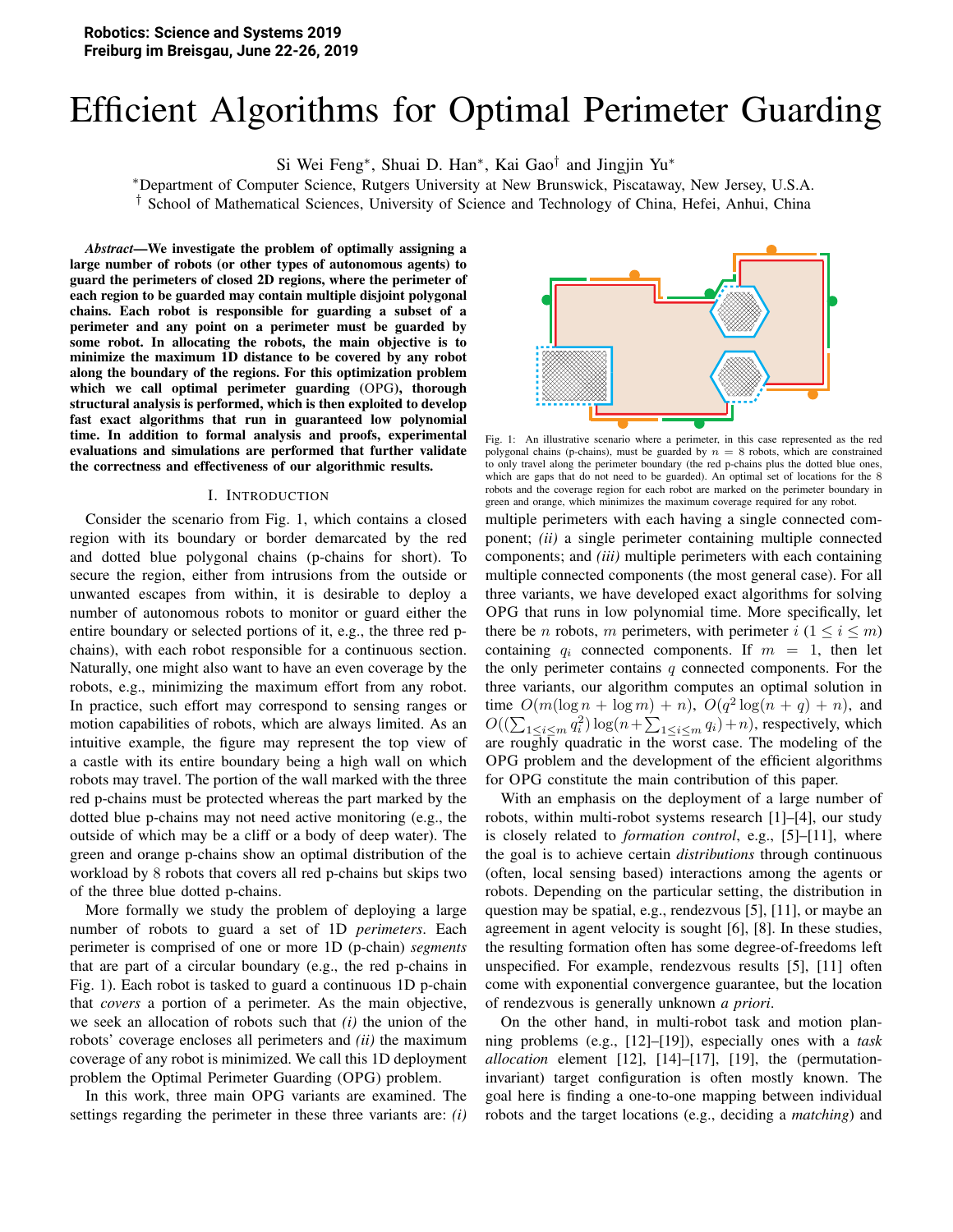Robotics: Science and Systems 2019
Freiburg im Breisgau, June 22-26, 2019

# Efficient Algorithms for Optimal Perimeter Guarding

Si Wei Feng*, Shuai D. Han*, Kai Gao† and Jingjin Yu*

*Department of Computer Science, Rutgers University at New Brunswick, Piscataway, New Jersey, U.S.A.
† School of Mathematical Sciences, University of Science and Technology of China, Hefei, Anhui, China

***Abstract*—We investigate the problem of optimally assigning a large number of robots (or other types of autonomous agents) to guard the perimeters of closed 2D regions, where the perimeter of each region to be guarded may contain multiple disjoint polygonal chains. Each robot is responsible for guarding a subset of a perimeter and any point on a perimeter must be guarded by some robot. In allocating the robots, the main objective is to minimize the maximum 1D distance to be covered by any robot along the boundary of the regions. For this optimization problem which we call optimal perimeter guarding (OPG), thorough structural analysis is performed, which is then exploited to develop fast exact algorithms that run in guaranteed low polynomial time. In addition to formal analysis and proofs, experimental evaluations and simulations are performed that further validate the correctness and effectiveness of our algorithmic results.**

## I. Introduction

Consider the scenario from Fig. 1, which contains a closed region with its boundary or border demarcated by the red and dotted blue polygonal chains (p-chains for short). To secure the region, either from intrusions from the outside or unwanted escapes from within, it is desirable to deploy a number of autonomous robots to monitor or guard either the entire boundary or selected portions of it, e.g., the three red p-chains), with each robot responsible for a continuous section. Naturally, one might also want to have an even coverage by the robots, e.g., minimizing the maximum effort from any robot. In practice, such effort may correspond to sensing ranges or motion capabilities of robots, which are always limited. As an intuitive example, the figure may represent the top view of a castle with its entire boundary being a high wall on which robots may travel. The portion of the wall marked with the three red p-chains must be protected whereas the part marked by the dotted blue p-chains may not need active monitoring (e.g., the outside of which may be a cliff or a body of deep water). The green and orange p-chains show an optimal distribution of the workload by 8 robots that covers all red p-chains but skips two of the three blue dotted p-chains.

More formally we study the problem of deploying a large number of robots to guard a set of 1D *perimeters*. Each perimeter is comprised of one or more 1D (p-chain) *segments* that are part of a circular boundary (e.g., the red p-chains in Fig. 1). Each robot is tasked to guard a continuous 1D p-chain that *covers* a portion of a perimeter. As the main objective, we seek an allocation of robots such that *(i)* the union of the robots' coverage encloses all perimeters and *(ii)* the maximum coverage of any robot is minimized. We call this 1D deployment problem the Optimal Perimeter Guarding (OPG) problem.

In this work, three main OPG variants are examined. The settings regarding the perimeter in these three variants are: *(i)* multiple perimeters with each having a single connected component; *(ii)* a single perimeter containing multiple connected components; and *(iii)* multiple perimeters with each containing multiple connected components (the most general case). For all three variants, we have developed exact algorithms for solving OPG that runs in low polynomial time. More specifically, let there be $n$ robots, $m$ perimeters, with perimeter $i$ ($1 \le i \le m$) containing $q_i$ connected components. If $m = 1$, then let the only perimeter contains $q$ connected components. For the three variants, our algorithm computes an optimal solution in time $O(m(\log n + \log m) + n)$, $O(q^2 \log(n + q) + n)$, and $O((\sum_{1 \le i \le m} q_i^2) \log(n + \sum_{1 \le i \le m} q_i) + n)$, respectively, which are roughly quadratic in the worst case. The modeling of the OPG problem and the development of the efficient algorithms for OPG constitute the main contribution of this paper.

Fig. 1: An illustrative scenario where a perimeter, in this case represented as the red polygonal chains (p-chains), must be guarded by $n = 8$ robots, which are constrained to only travel along the perimeter boundary (the red p-chains plus the dotted blue ones, which are gaps that do not need to be guarded). An optimal set of locations for the 8 robots and the coverage region for each robot are marked on the perimeter boundary in green and orange, which minimizes the maximum coverage required for any robot.

With an emphasis on the deployment of a large number of robots, within multi-robot systems research [1]–[4], our study is closely related to *formation control*, e.g., [5]–[11], where the goal is to achieve certain *distributions* through continuous (often, local sensing based) interactions among the agents or robots. Depending on the particular setting, the distribution in question may be spatial, e.g., rendezvous [5], [11], or maybe an agreement in agent velocity is sought [6], [8]. In these studies, the resulting formation often has some degree-of-freedoms left unspecified. For example, rendezvous results [5], [11] often come with exponential convergence guarantee, but the location of rendezvous is generally unknown *a priori*.

On the other hand, in multi-robot task and motion planning problems (e.g., [12]–[19]), especially ones with a *task allocation* element [12], [14]–[17], [19], the (permutation-invariant) target configuration is often mostly known. The goal here is finding a one-to-one mapping between individual robots and the target locations (e.g., deciding a *matching*) and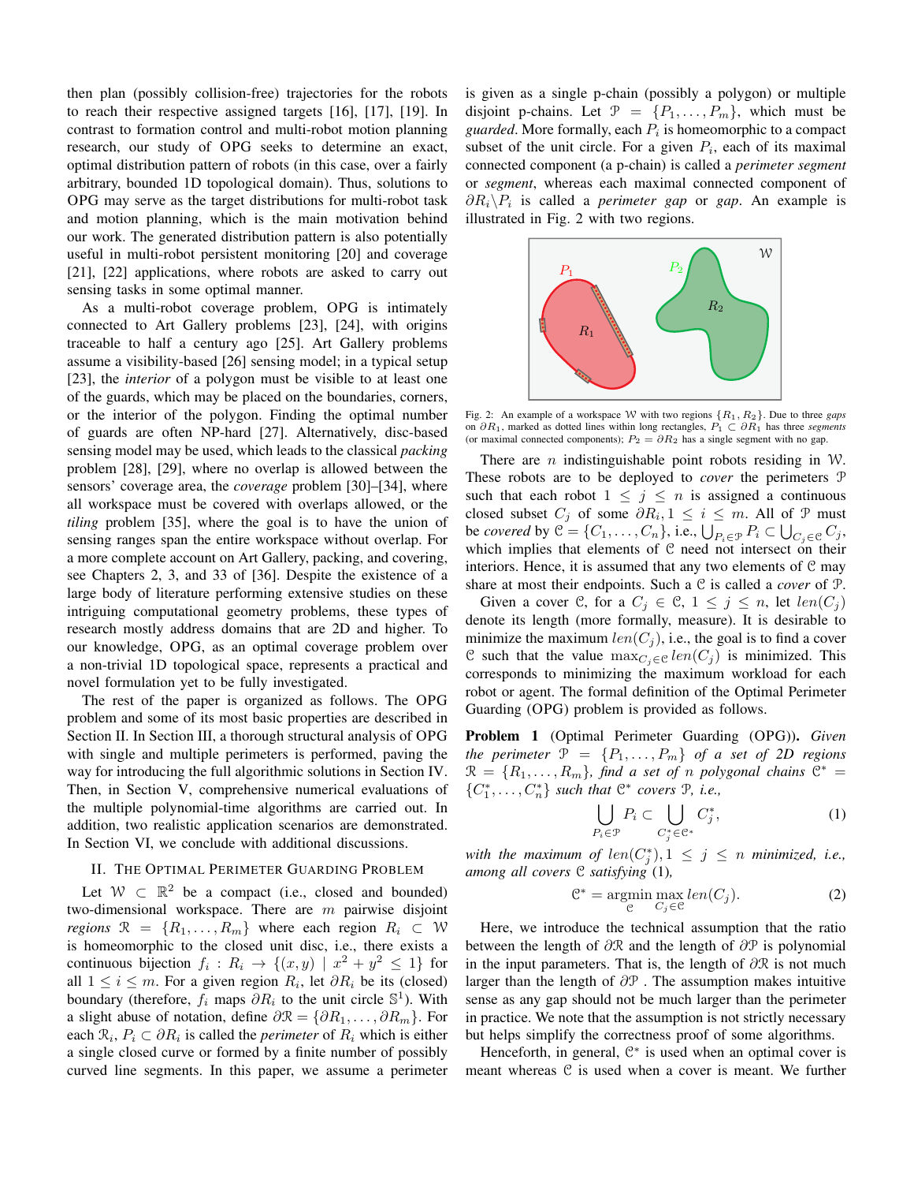then plan (possibly collision-free) trajectories for the robots to reach their respective assigned targets [16], [17], [19]. In contrast to formation control and multi-robot motion planning research, our study of OPG seeks to determine an exact, optimal distribution pattern of robots (in this case, over a fairly arbitrary, bounded 1D topological domain). Thus, solutions to OPG may serve as the target distributions for multi-robot task and motion planning, which is the main motivation behind our work. The generated distribution pattern is also potentially useful in multi-robot persistent monitoring [20] and coverage [21], [22] applications, where robots are asked to carry out sensing tasks in some optimal manner.

As a multi-robot coverage problem, OPG is intimately connected to Art Gallery problems [23], [24], with origins traceable to half a century ago [25]. Art Gallery problems assume a visibility-based [26] sensing model; in a typical setup [23], the *interior* of a polygon must be visible to at least one of the guards, which may be placed on the boundaries, corners, or the interior of the polygon. Finding the optimal number of guards are often NP-hard [27]. Alternatively, disc-based sensing model may be used, which leads to the classical *packing* problem [28], [29], where no overlap is allowed between the sensors' coverage area, the *coverage* problem [30]–[34], where all workspace must be covered with overlaps allowed, or the *tiling* problem [35], where the goal is to have the union of sensing ranges span the entire workspace without overlap. For a more complete account on Art Gallery, packing, and covering, see Chapters 2, 3, and 33 of [36]. Despite the existence of a large body of literature performing extensive studies on these intriguing computational geometry problems, these types of research mostly address domains that are 2D and higher. To our knowledge, OPG, as an optimal coverage problem over a non-trivial 1D topological space, represents a practical and novel formulation yet to be fully investigated.

The rest of the paper is organized as follows. The OPG problem and some of its most basic properties are described in Section II. In Section III, a thorough structural analysis of OPG with single and multiple perimeters is performed, paving the way for introducing the full algorithmic solutions in Section IV. Then, in Section V, comprehensive numerical evaluations of the multiple polynomial-time algorithms are carried out. In addition, two realistic application scenarios are demonstrated. In Section VI, we conclude with additional discussions.

## II. The Optimal Perimeter Guarding Problem

Let $\mathcal{W} \subset \mathbb{R}^2$ be a compact (i.e., closed and bounded) two-dimensional workspace. There are $m$ pairwise disjoint *regions* $\mathcal{R} = \{R_1, \ldots, R_m\}$ where each region $R_i \subset \mathcal{W}$ is homeomorphic to the closed unit disc, i.e., there exists a continuous bijection $f_i : R_i \to \{(x, y) \mid x^2 + y^2 \leq 1\}$ for all $1 \leq i \leq m$. For a given region $R_i$, let $\partial R_i$ be its (closed) boundary (therefore, $f_i$ maps $\partial R_i$ to the unit circle $\mathbb{S}^1$). With a slight abuse of notation, define $\partial \mathcal{R} = \{\partial R_1, \ldots, \partial R_m\}$. For each $\mathcal{R}_i$, $P_i \subset \partial R_i$ is called the *perimeter* of $R_i$ which is either a single closed curve or formed by a finite number of possibly curved line segments. In this paper, we assume a perimeter is given as a single p-chain (possibly a polygon) or multiple disjoint p-chains. Let $\mathcal{P} = \{P_1, \ldots, P_m\}$, which must be *guarded*. More formally, each $P_i$ is homeomorphic to a compact subset of the unit circle. For a given $P_i$, each of its maximal connected component (a p-chain) is called a *perimeter segment* or *segment*, whereas each maximal connected component of $\partial R_i \backslash P_i$ is called a *perimeter gap* or *gap*. An example is illustrated in Fig. 2 with two regions.

Fig. 2: An example of a workspace $\mathcal{W}$ with two regions $\{R_1, R_2\}$. Due to three *gaps* on $\partial R_1$, marked as dotted lines within long rectangles, $P_1 \subset \partial R_1$ has three *segments* (or maximal connected components); $P_2 = \partial R_2$ has a single segment with no gap.

There are $n$ indistinguishable point robots residing in $\mathcal{W}$. These robots are to be deployed to *cover* the perimeters $\mathcal{P}$ such that each robot $1 \leq j \leq n$ is assigned a continuous closed subset $C_j$ of some $\partial R_i, 1 \leq i \leq m$. All of $\mathcal{P}$ must be *covered* by $\mathcal{C} = \{C_1, \ldots, C_n\}$, i.e., $\bigcup_{P_i \in \mathcal{P}} P_i \subset \bigcup_{C_j \in \mathcal{C}} C_j$, which implies that elements of $\mathcal{C}$ need not intersect on their interiors. Hence, it is assumed that any two elements of $\mathcal{C}$ may share at most their endpoints. Such a $\mathcal{C}$ is called a *cover* of $\mathcal{P}$.

Given a cover $\mathcal{C}$, for a $C_j \in \mathcal{C}$, $1 \leq j \leq n$, let $len(C_j)$ denote its length (more formally, measure). It is desirable to minimize the maximum $len(C_j)$, i.e., the goal is to find a cover $\mathcal{C}$ such that the value $\max_{C_j \in \mathcal{C}} len(C_j)$ is minimized. This corresponds to minimizing the maximum workload for each robot or agent. The formal definition of the Optimal Perimeter Guarding (OPG) problem is provided as follows.

**Problem 1** (Optimal Perimeter Guarding (OPG))**.** *Given the perimeter $\mathcal{P} = \{P_1, \ldots, P_m\}$ of a set of 2D regions $\mathcal{R} = \{R_1, \ldots, R_m\}$, find a set of $n$ polygonal chains $\mathcal{C}^* = \{C_1^*, \ldots, C_n^*\}$ such that $\mathcal{C}^*$ covers $\mathcal{P}$, i.e.,*

$$\bigcup_{P_i \in \mathcal{P}} P_i \subset \bigcup_{C_j^* \in \mathcal{C}^*} C_j^*, \tag{1}$$

*with the maximum of $len(C_j^*), 1 \leq j \leq n$ minimized, i.e., among all covers $\mathcal{C}$ satisfying* (1)*,*

$$\mathcal{C}^* = \underset{\mathcal{C}}{\operatorname{argmin}} \max_{C_j \in \mathcal{C}} len(C_j). \tag{2}$$

Here, we introduce the technical assumption that the ratio between the length of $\partial \mathcal{R}$ and the length of $\partial \mathcal{P}$ is polynomial in the input parameters. That is, the length of $\partial \mathcal{R}$ is not much larger than the length of $\partial \mathcal{P}$ . The assumption makes intuitive sense as any gap should not be much larger than the perimeter in practice. We note that the assumption is not strictly necessary but helps simplify the correctness proof of some algorithms.

Henceforth, in general, $\mathcal{C}^*$ is used when an optimal cover is meant whereas $\mathcal{C}$ is used when a cover is meant. We further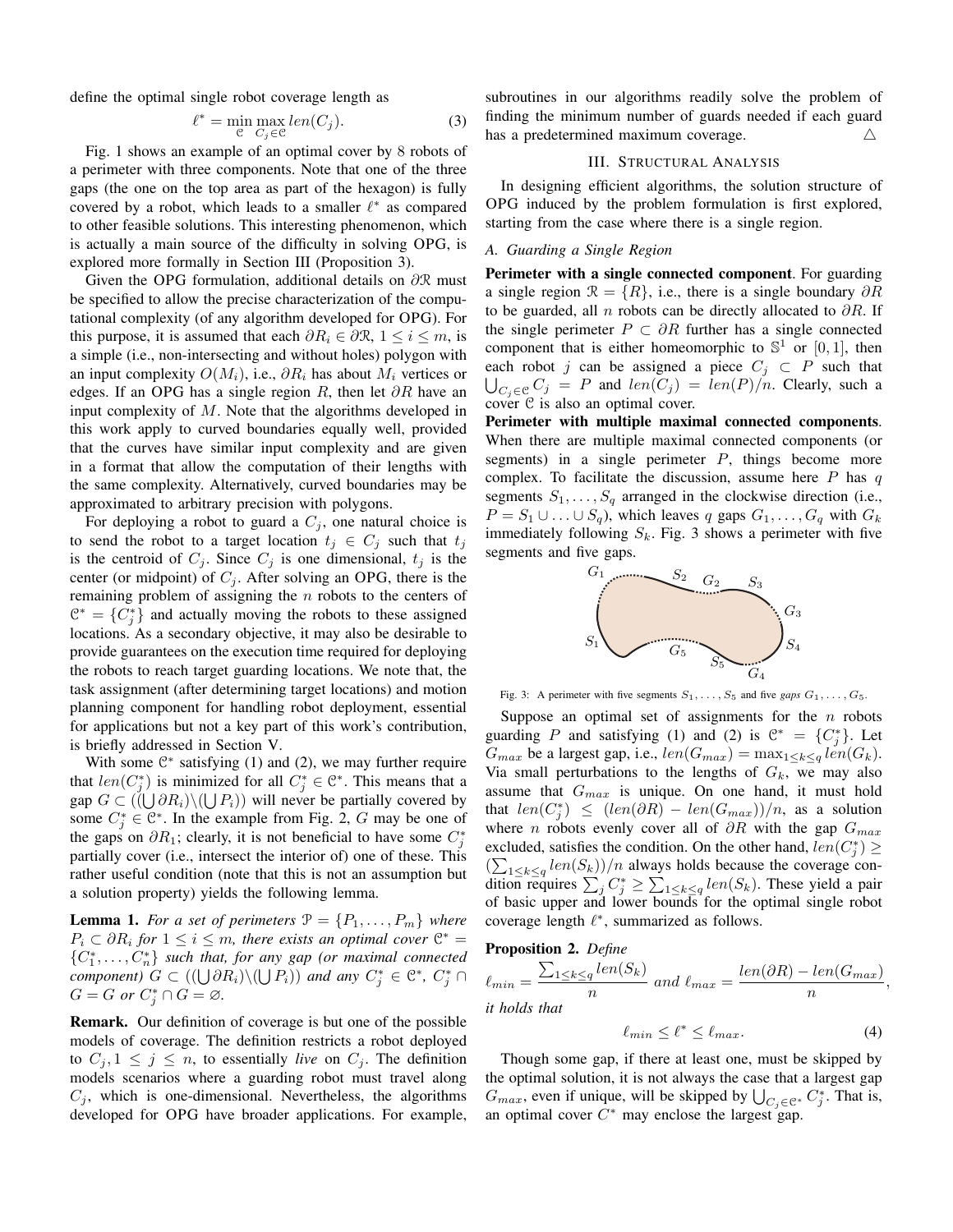define the optimal single robot coverage length as

$$\ell^* = \min_{\mathcal{C}} \max_{C_j \in \mathcal{C}} len(C_j). \quad (3)$$

Fig. 1 shows an example of an optimal cover by 8 robots of a perimeter with three components. Note that one of the three gaps (the one on the top area as part of the hexagon) is fully covered by a robot, which leads to a smaller $\ell^*$ as compared to other feasible solutions. This interesting phenomenon, which is actually a main source of the difficulty in solving OPG, is explored more formally in Section III (Proposition 3).

Given the OPG formulation, additional details on $\partial\mathcal{R}$ must be specified to allow the precise characterization of the computational complexity (of any algorithm developed for OPG). For this purpose, it is assumed that each $\partial R_i \in \partial\mathcal{R}$, $1 \leq i \leq m$, is a simple (i.e., non-intersecting and without holes) polygon with an input complexity $O(M_i)$, i.e., $\partial R_i$ has about $M_i$ vertices or edges. If an OPG has a single region $R$, then let $\partial R$ have an input complexity of $M$. Note that the algorithms developed in this work apply to curved boundaries equally well, provided that the curves have similar input complexity and are given in a format that allow the computation of their lengths with the same complexity. Alternatively, curved boundaries may be approximated to arbitrary precision with polygons.

For deploying a robot to guard a $C_j$, one natural choice is to send the robot to a target location $t_j \in C_j$ such that $t_j$ is the centroid of $C_j$. Since $C_j$ is one dimensional, $t_j$ is the center (or midpoint) of $C_j$. After solving an OPG, there is the remaining problem of assigning the $n$ robots to the centers of $\mathcal{C}^* = \{C_j^*\}$ and actually moving the robots to these assigned locations. As a secondary objective, it may also be desirable to provide guarantees on the execution time required for deploying the robots to reach target guarding locations. We note that, the task assignment (after determining target locations) and motion planning component for handling robot deployment, essential for applications but not a key part of this work's contribution, is briefly addressed in Section V.

With some $\mathcal{C}^*$ satisfying (1) and (2), we may further require that $len(C_j^*)$ is minimized for all $C_j^* \in \mathcal{C}^*$. This means that a gap $G \subset ((\bigcup \partial R_i)\backslash(\bigcup P_i))$ will never be partially covered by some $C_j^* \in \mathcal{C}^*$. In the example from Fig. 2, $G$ may be one of the gaps on $\partial R_1$; clearly, it is not beneficial to have some $C_j^*$ partially cover (i.e., intersect the interior of) one of these. This rather useful condition (note that this is not an assumption but a solution property) yields the following lemma.

**Lemma 1.** *For a set of perimeters $\mathcal{P} = \{P_1, \ldots, P_m\}$ where $P_i \subset \partial R_i$ for $1 \leq i \leq m$, there exists an optimal cover $\mathcal{C}^* = \{C_1^*, \ldots, C_n^*\}$ such that, for any gap (or maximal connected component) $G \subset ((\bigcup \partial R_i)\backslash(\bigcup P_i))$ and any $C_j^* \in \mathcal{C}^*$, $C_j^* \cap G = G$ or $C_j^* \cap G = \varnothing$.*

**Remark.** Our definition of coverage is but one of the possible models of coverage. The definition restricts a robot deployed to $C_j, 1 \leq j \leq n$, to essentially *live* on $C_j$. The definition models scenarios where a guarding robot must travel along $C_j$, which is one-dimensional. Nevertheless, the algorithms developed for OPG have broader applications. For example, subroutines in our algorithms readily solve the problem of finding the minimum number of guards needed if each guard has a predetermined maximum coverage. △

## III. Structural Analysis

In designing efficient algorithms, the solution structure of OPG induced by the problem formulation is first explored, starting from the case where there is a single region.

### A. Guarding a Single Region

**Perimeter with a single connected component**. For guarding a single region $\mathcal{R} = \{R\}$, i.e., there is a single boundary $\partial R$ to be guarded, all $n$ robots can be directly allocated to $\partial R$. If the single perimeter $P \subset \partial R$ further has a single connected component that is either homeomorphic to $\mathbb{S}^1$ or $[0, 1]$, then each robot $j$ can be assigned a piece $C_j \subset P$ such that $\bigcup_{C_j \in \mathcal{C}} C_j = P$ and $len(C_j) = len(P)/n$. Clearly, such a cover $\mathcal{C}$ is also an optimal cover.

**Perimeter with multiple maximal connected components**. When there are multiple maximal connected components (or segments) in a single perimeter $P$, things become more complex. To facilitate the discussion, assume here $P$ has $q$ segments $S_1, \ldots, S_q$ arranged in the clockwise direction (i.e., $P = S_1 \cup \ldots \cup S_q$), which leaves $q$ gaps $G_1, \ldots, G_q$ with $G_k$ immediately following $S_k$. Fig. 3 shows a perimeter with five segments and five gaps.

Fig. 3: A perimeter with five segments $S_1, \ldots, S_5$ and five *gaps* $G_1, \ldots, G_5$.

Suppose an optimal set of assignments for the $n$ robots guarding $P$ and satisfying (1) and (2) is $\mathcal{C}^* = \{C_j^*\}$. Let $G_{max}$ be a largest gap, i.e., $len(G_{max}) = \max_{1 \leq k \leq q} len(G_k)$. Via small perturbations to the lengths of $G_k$, we may also assume that $G_{max}$ is unique. On one hand, it must hold that $len(C_j^*) \leq (len(\partial R) - len(G_{max}))/n$, as a solution where $n$ robots evenly cover all of $\partial R$ with the gap $G_{max}$ excluded, satisfies the condition. On the other hand, $len(C_j^*) \geq (\sum_{1 \leq k \leq q} len(S_k))/n$ always holds because the coverage condition requires $\sum_j C_j^* \geq \sum_{1 \leq k \leq q} len(S_k)$. These yield a pair of basic upper and lower bounds for the optimal single robot coverage length $\ell^*$, summarized as follows.

**Proposition 2.** *Define*

$$\ell_{min} = \frac{\sum_{1 \leq k \leq q} len(S_k)}{n} \text{ and } \ell_{max} = \frac{len(\partial R) - len(G_{max})}{n},$$

*it holds that*

$$\ell_{min} \leq \ell^* \leq \ell_{max}. \quad (4)$$

Though some gap, if there at least one, must be skipped by the optimal solution, it is not always the case that a largest gap $G_{max}$, even if unique, will be skipped by $\bigcup_{C_j \in \mathcal{C}^*} C_j^*$. That is, an optimal cover $C^*$ may enclose the largest gap.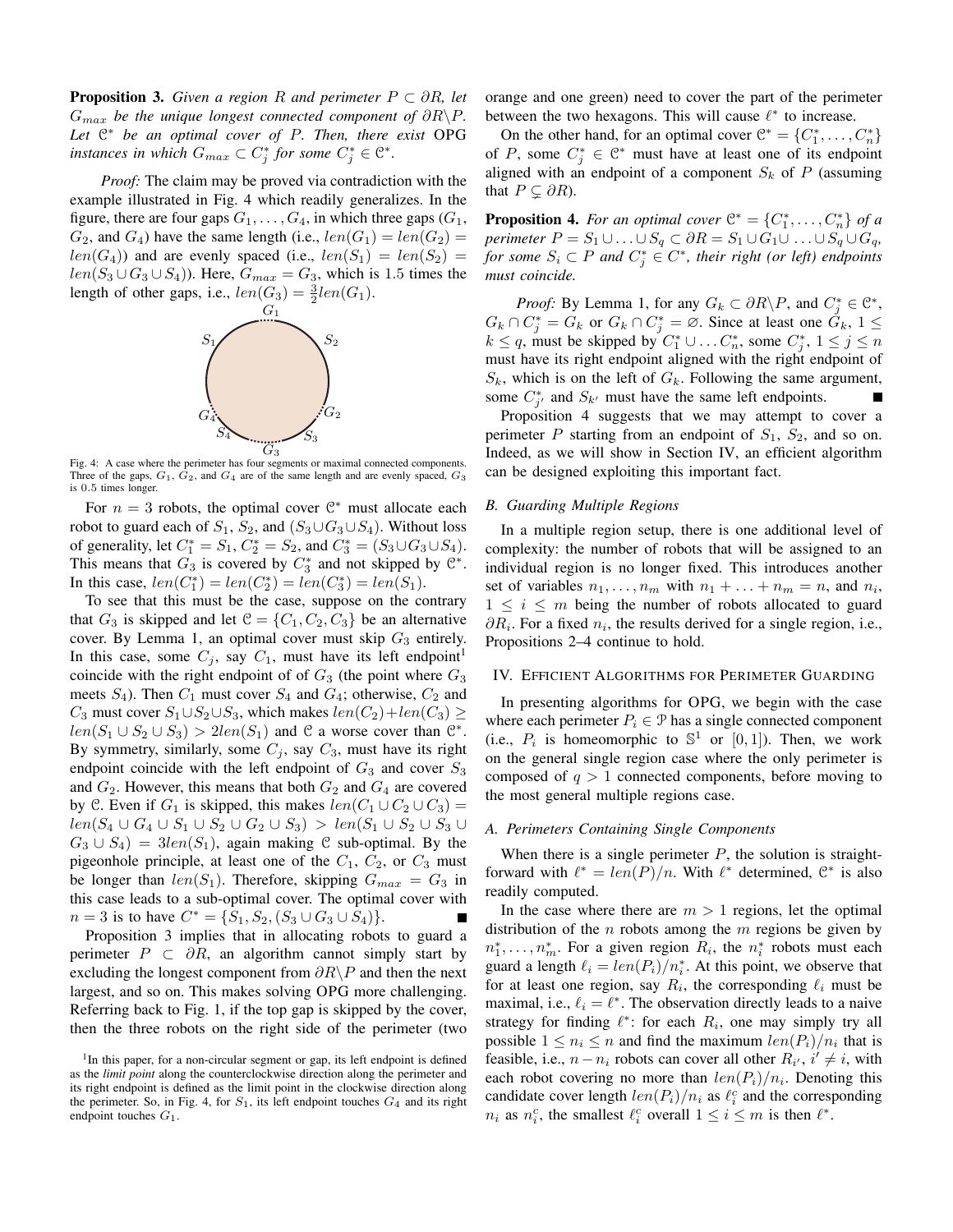**Proposition 3.** *Given a region $R$ and perimeter $P \subset \partial R$, let $G_{max}$ be the unique longest connected component of $\partial R \backslash P$. Let $\mathcal{C}^*$ be an optimal cover of $P$. Then, there exist* OPG *instances in which $G_{max} \subset C_j^*$ for some $C_j^* \in \mathcal{C}^*$.*

*Proof:* The claim may be proved via contradiction with the example illustrated in Fig. 4 which readily generalizes. In the figure, there are four gaps $G_1, \ldots, G_4$, in which three gaps ($G_1$, $G_2$, and $G_4$) have the same length (i.e., $len(G_1) = len(G_2) = len(G_4)$) and are evenly spaced (i.e., $len(S_1) = len(S_2) = len(S_3 \cup G_3 \cup S_4)$). Here, $G_{max} = G_3$, which is 1.5 times the length of other gaps, i.e., $len(G_3) = \frac{3}{2} len(G_1)$.

Fig. 4: A case where the perimeter has four segments or maximal connected components. Three of the gaps, $G_1$, $G_2$, and $G_4$ are of the same length and are evenly spaced, $G_3$ is 0.5 times longer.

For $n = 3$ robots, the optimal cover $\mathcal{C}^*$ must allocate each robot to guard each of $S_1$, $S_2$, and $(S_3 \cup G_3 \cup S_4)$. Without loss of generality, let $C_1^* = S_1$, $C_2^* = S_2$, and $C_3^* = (S_3 \cup G_3 \cup S_4)$. This means that $G_3$ is covered by $C_3^*$ and not skipped by $\mathcal{C}^*$. In this case, $len(C_1^*) = len(C_2^*) = len(C_3^*) = len(S_1)$.

To see that this must be the case, suppose on the contrary that $G_3$ is skipped and let $\mathcal{C} = \{C_1, C_2, C_3\}$ be an alternative cover. By Lemma 1, an optimal cover must skip $G_3$ entirely. In this case, some $C_j$, say $C_1$, must have its left endpoint[1] coincide with the right endpoint of $G_3$ (the point where $G_3$ meets $S_4$). Then $C_1$ must cover $S_4$ and $G_4$; otherwise, $C_2$ and $C_3$ must cover $S_1 \cup S_2 \cup S_3$, which makes $len(C_2) + len(C_3) \geq len(S_1 \cup S_2 \cup S_3) > 2len(S_1)$ and $\mathcal{C}$ a worse cover than $\mathcal{C}^*$. By symmetry, similarly, some $C_j$, say $C_3$, must have its right endpoint coincide with the left endpoint of $G_3$ and cover $S_3$ and $G_2$. However, this means that both $G_2$ and $G_4$ are covered by $\mathcal{C}$. Even if $G_1$ is skipped, this makes $len(C_1 \cup C_2 \cup C_3) = len(S_4 \cup G_4 \cup S_1 \cup S_2 \cup G_2 \cup S_3) > len(S_1 \cup S_2 \cup S_3 \cup G_3 \cup S_4) = 3len(S_1)$, again making $\mathcal{C}$ sub-optimal. By the pigeonhole principle, at least one of the $C_1$, $C_2$, or $C_3$ must be longer than $len(S_1)$. Therefore, skipping $G_{max} = G_3$ in this case leads to a sub-optimal cover. The optimal cover with $n = 3$ is to have $C^* = \{S_1, S_2, (S_3 \cup G_3 \cup S_4)\}$. ■

Proposition 3 implies that in allocating robots to guard a perimeter $P \subset \partial R$, an algorithm cannot simply start by excluding the longest component from $\partial R \backslash P$ and then the next largest, and so on. This makes solving OPG more challenging. Referring back to Fig. 1, if the top gap is skipped by the cover, then the three robots on the right side of the perimeter (two orange and one green) need to cover the part of the perimeter between the two hexagons. This will cause $\ell^*$ to increase.

On the other hand, for an optimal cover $\mathcal{C}^* = \{C_1^*, \ldots, C_n^*\}$ of $P$, some $C_j^* \in \mathcal{C}^*$ must have at least one of its endpoint aligned with an endpoint of a component $S_k$ of $P$ (assuming that $P \subsetneq \partial R$).

**Proposition 4.** *For an optimal cover $\mathcal{C}^* = \{C_1^*, \ldots, C_n^*\}$ of a perimeter $P = S_1 \cup \ldots \cup S_q \subset \partial R = S_1 \cup G_1 \cup \ldots \cup S_q \cup G_q$, for some $S_i \subset P$ and $C_j^* \in C^*$, their right (or left) endpoints must coincide.*

*Proof:* By Lemma 1, for any $G_k \subset \partial R \backslash P$, and $C_j^* \in \mathcal{C}^*$, $G_k \cap C_j^* = G_k$ or $G_k \cap C_j^* = \varnothing$. Since at least one $G_k$, $1 \leq k \leq q$, must be skipped by $C_1^* \cup \ldots C_n^*$, some $C_j^*$, $1 \leq j \leq n$ must have its right endpoint aligned with the right endpoint of $S_k$, which is on the left of $G_k$. Following the same argument, some $C_{j'}^*$ and $S_{k'}$ must have the same left endpoints. ■

Proposition 4 suggests that we may attempt to cover a perimeter $P$ starting from an endpoint of $S_1$, $S_2$, and so on. Indeed, as we will show in Section IV, an efficient algorithm can be designed exploiting this important fact.

### B. Guarding Multiple Regions

In a multiple region setup, there is one additional level of complexity: the number of robots that will be assigned to an individual region is no longer fixed. This introduces another set of variables $n_1, \ldots, n_m$ with $n_1 + \ldots + n_m = n$, and $n_i$, $1 \leq i \leq m$ being the number of robots allocated to guard $\partial R_i$. For a fixed $n_i$, the results derived for a single region, i.e., Propositions 2–4 continue to hold.

## IV. Efficient Algorithms for Perimeter Guarding

In presenting algorithms for OPG, we begin with the case where each perimeter $P_i \in \mathcal{P}$ has a single connected component (i.e., $P_i$ is homeomorphic to $\mathbb{S}^1$ or $[0, 1]$). Then, we work on the general single region case where the only perimeter is composed of $q > 1$ connected components, before moving to the most general multiple regions case.

### A. Perimeters Containing Single Components

When there is a single perimeter $P$, the solution is straightforward with $\ell^* = len(P)/n$. With $\ell^*$ determined, $\mathcal{C}^*$ is also readily computed.

In the case where there are $m > 1$ regions, let the optimal distribution of the $n$ robots among the $m$ regions be given by $n_1^*, \ldots, n_m^*$. For a given region $R_i$, the $n_i^*$ robots must each guard a length $\ell_i = len(P_i)/n_i^*$. At this point, we observe that for at least one region, say $R_i$, the corresponding $\ell_i$ must be maximal, i.e., $\ell_i = \ell^*$. The observation directly leads to a naive strategy for finding $\ell^*$: for each $R_i$, one may simply try all possible $1 \leq n_i \leq n$ and find the maximum $len(P_i)/n_i$ that is feasible, i.e., $n - n_i$ robots can cover all other $R_{i'}$, $i' \neq i$, with each robot covering no more than $len(P_i)/n_i$. Denoting this candidate cover length $len(P_i)/n_i$ as $\ell_i^c$ and the corresponding $n_i$ as $n_i^c$, the smallest $\ell_i^c$ overall $1 \leq i \leq m$ is then $\ell^*$.

[1] In this paper, for a non-circular segment or gap, its left endpoint is defined as the *limit point* along the counterclockwise direction along the perimeter and its right endpoint is defined as the limit point in the clockwise direction along the perimeter. So, in Fig. 4, for $S_1$, its left endpoint touches $G_4$ and its right endpoint touches $G_1$.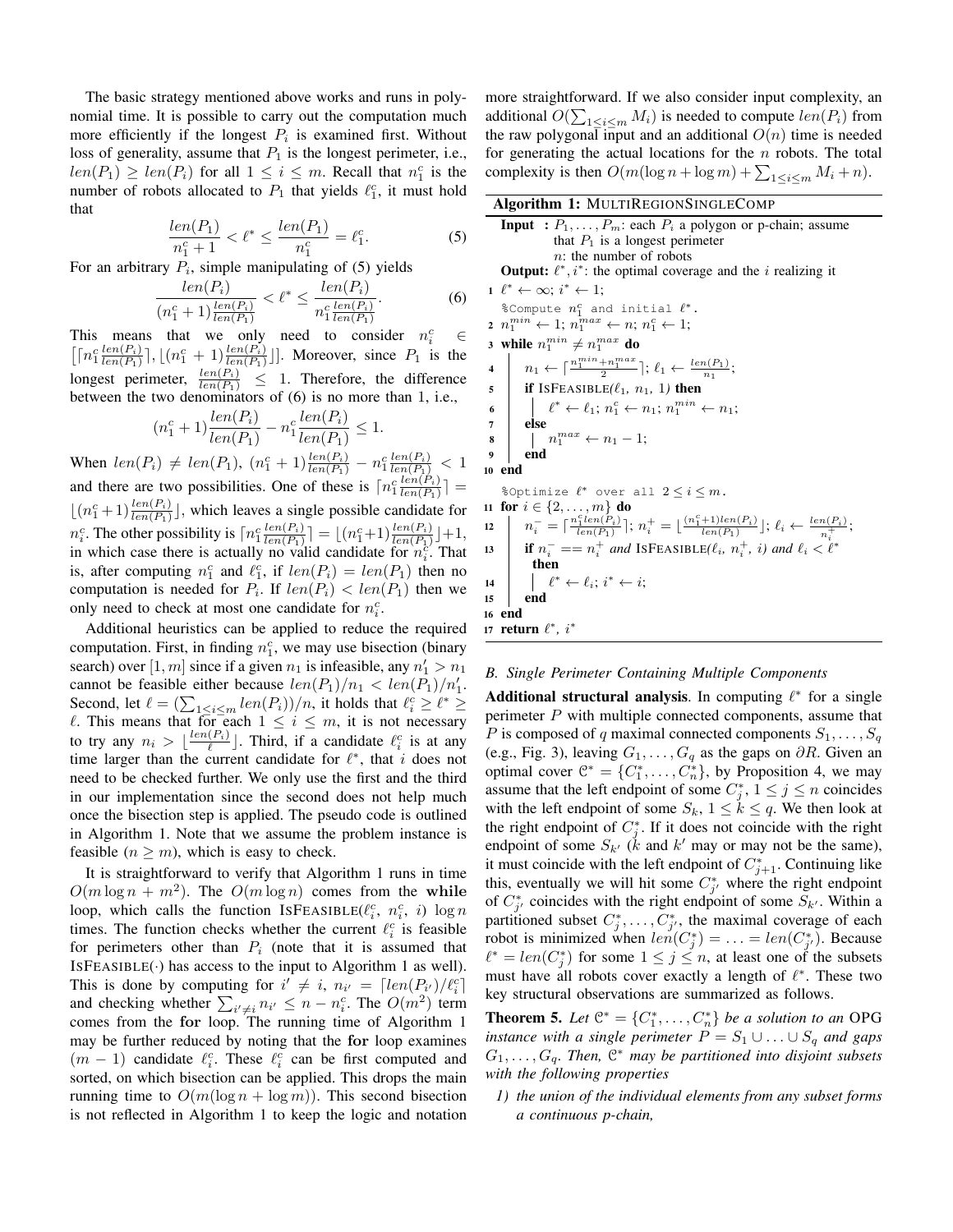The basic strategy mentioned above works and runs in polynomial time. It is possible to carry out the computation much more efficiently if the longest $P_i$ is examined first. Without loss of generality, assume that $P_1$ is the longest perimeter, i.e., $len(P_1) \geq len(P_i)$ for all $1 \leq i \leq m$. Recall that $n_1^c$ is the number of robots allocated to $P_1$ that yields $\ell_1^c$, it must hold that

$$\frac{len(P_1)}{n_1^c + 1} < \ell^* \leq \frac{len(P_1)}{n_1^c} = \ell_1^c. \tag{5}$$

For an arbitrary $P_i$, simple manipulating of (5) yields

$$\frac{len(P_i)}{(n_1^c + 1)\frac{len(P_i)}{len(P_1)}} < \ell^* \leq \frac{len(P_i)}{n_1^c \frac{len(P_i)}{len(P_1)}}. \tag{6}$$

This means that we only need to consider $n_i^c \in \left[\lceil n_1^c \frac{len(P_i)}{len(P_1)} \rceil, \lfloor (n_1^c + 1)\frac{len(P_i)}{len(P_1)} \rfloor\right]$. Moreover, since $P_1$ is the longest perimeter, $\frac{len(P_i)}{len(P_1)} \leq 1$. Therefore, the difference between the two denominators of (6) is no more than 1, i.e.,

$$(n_1^c + 1)\frac{len(P_i)}{len(P_1)} - n_1^c \frac{len(P_i)}{len(P_1)} \leq 1.$$

When $len(P_i) \neq len(P_1)$, $(n_1^c + 1)\frac{len(P_i)}{len(P_1)} - n_1^c \frac{len(P_i)}{len(P_1)} < 1$ and there are two possibilities. One of these is $\lceil n_1^c \frac{len(P_i)}{len(P_1)} \rceil = \lfloor (n_1^c + 1)\frac{len(P_i)}{len(P_1)} \rfloor$, which leaves a single possible candidate for $n_i^c$. The other possibility is $\lceil n_1^c \frac{len(P_i)}{len(P_1)} \rceil = \lfloor (n_1^c + 1)\frac{len(P_i)}{len(P_1)} \rfloor + 1$, in which case there is actually no valid candidate for $n_i^c$. That is, after computing $n_1^c$ and $\ell_1^c$, if $len(P_i) = len(P_1)$ then no computation is needed for $P_i$. If $len(P_i) < len(P_1)$ then we only need to check at most one candidate for $n_i^c$.

Additional heuristics can be applied to reduce the required computation. First, in finding $n_1^c$, we may use bisection (binary search) over $[1, m]$ since if a given $n_1$ is infeasible, any $n_1' > n_1$ cannot be feasible either because $len(P_1)/n_1 < len(P_1)/n_1'$. Second, let $\ell = (\sum_{1 \leq i \leq m} len(P_i))/n$, it holds that $\ell_i^c \geq \ell^* \geq \ell$. This means that for each $1 \leq i \leq m$, it is not necessary to try any $n_i > \lfloor \frac{len(P_i)}{\ell} \rfloor$. Third, if a candidate $\ell_i^c$ is at any time larger than the current candidate for $\ell^*$, that $i$ does not need to be checked further. We only use the first and the third in our implementation since the second does not help much once the bisection step is applied. The pseudo code is outlined in Algorithm 1. Note that we assume the problem instance is feasible ($n \geq m$), which is easy to check.

It is straightforward to verify that Algorithm 1 runs in time $O(m \log n + m^2)$. The $O(m \log n)$ comes from the **while** loop, which calls the function ISFEASIBLE($\ell_i^c$, $n_i^c$, $i$) $\log n$ times. The function checks whether the current $\ell_i^c$ is feasible for perimeters other than $P_i$ (note that it is assumed that ISFEASIBLE($\cdot$) has access to the input to Algorithm 1 as well). This is done by computing for $i' \neq i$, $n_{i'} = \lceil len(P_{i'})/\ell_i^c \rceil$ and checking whether $\sum_{i' \neq i} n_{i'} \leq n - n_i^c$. The $O(m^2)$ term comes from the **for** loop. The running time of Algorithm 1 may be further reduced by noting that the **for** loop examines $(m-1)$ candidate $\ell_i^c$. These $\ell_i^c$ can be first computed and sorted, on which bisection can be applied. This drops the main running time to $O(m(\log n + \log m))$. This second bisection is not reflected in Algorithm 1 to keep the logic and notation more straightforward. If we also consider input complexity, an additional $O(\sum_{1 \leq i \leq m} M_i)$ is needed to compute $len(P_i)$ from the raw polygonal input and an additional $O(n)$ time is needed for generating the actual locations for the $n$ robots. The total complexity is then $O(m(\log n + \log m) + \sum_{1 \leq i \leq m} M_i + n)$.

**Algorithm 1:** MULTIREGIONSINGLECOMP

**Input :** $P_1, \ldots, P_m$: each $P_i$ a polygon or p-chain; assume that $P_1$ is a longest perimeter
$n$: the number of robots
**Output:** $\ell^*, i^*$: the optimal coverage and the $i$ realizing it

```
1  ℓ* ← ∞; i* ← 1;
   %Compute n_1^c and initial ℓ*.
2  n_1^min ← 1; n_1^max ← n; n_1^c ← 1;
3  while n_1^min ≠ n_1^max do
4      n_1 ← ⌈(n_1^min + n_1^max)/2⌉; ℓ_1 ← len(P_1)/n_1;
5      if ISFEASIBLE(ℓ_1, n_1, 1) then
6          ℓ* ← ℓ_1; n_1^c ← n_1; n_1^min ← n_1;
7      else
8          n_1^max ← n_1 − 1;
9      end
10 end
   %Optimize ℓ* over all 2 ≤ i ≤ m.
11 for i ∈ {2, ..., m} do
12     n_i^- = ⌈n_1^c len(P_i)/len(P_1)⌉; n_i^+ = ⌊(n_1^c + 1) len(P_i)/len(P_1)⌋; ℓ_i ← len(P_i)/n_i^+;
13     if n_i^- == n_i^+ and ISFEASIBLE(ℓ_i, n_i^+, i) and ℓ_i < ℓ*
       then
14         ℓ* ← ℓ_i; i* ← i;
15     end
16 end
17 return ℓ*, i*
```

### B. Single Perimeter Containing Multiple Components

**Additional structural analysis**. In computing $\ell^*$ for a single perimeter $P$ with multiple connected components, assume that $P$ is composed of $q$ maximal connected components $S_1, \ldots, S_q$ (e.g., Fig. 3), leaving $G_1, \ldots, G_q$ as the gaps on $\partial R$. Given an optimal cover $\mathcal{C}^* = \{C_1^*, \ldots, C_n^*\}$, by Proposition 4, we may assume that the left endpoint of some $C_j^*$, $1 \leq j \leq n$ coincides with the left endpoint of some $S_k$, $1 \leq k \leq q$. We then look at the right endpoint of $C_j^*$. If it does not coincide with the right endpoint of some $S_{k'}$ ($k$ and $k'$ may or may not be the same), it must coincide with the left endpoint of $C_{j+1}^*$. Continuing like this, eventually we will hit some $C_{j'}^*$ where the right endpoint of $C_{j'}^*$ coincides with the right endpoint of some $S_{k'}$. Within a partitioned subset $C_j^*, \ldots, C_{j'}^*$, the maximal coverage of each robot is minimized when $len(C_j^*) = \ldots = len(C_{j'}^*)$. Because $\ell^* = len(C_j^*)$ for some $1 \leq j \leq n$, at least one of the subsets must have all robots cover exactly a length of $\ell^*$. These two key structural observations are summarized as follows.

**Theorem 5.** *Let $\mathcal{C}^* = \{C_1^*, \ldots, C_n^*\}$ be a solution to an* OPG *instance with a single perimeter $P = S_1 \cup \ldots \cup S_q$ and gaps $G_1, \ldots, G_q$. Then, $\mathcal{C}^*$ may be partitioned into disjoint subsets with the following properties*

1) *the union of the individual elements from any subset forms a continuous p-chain,*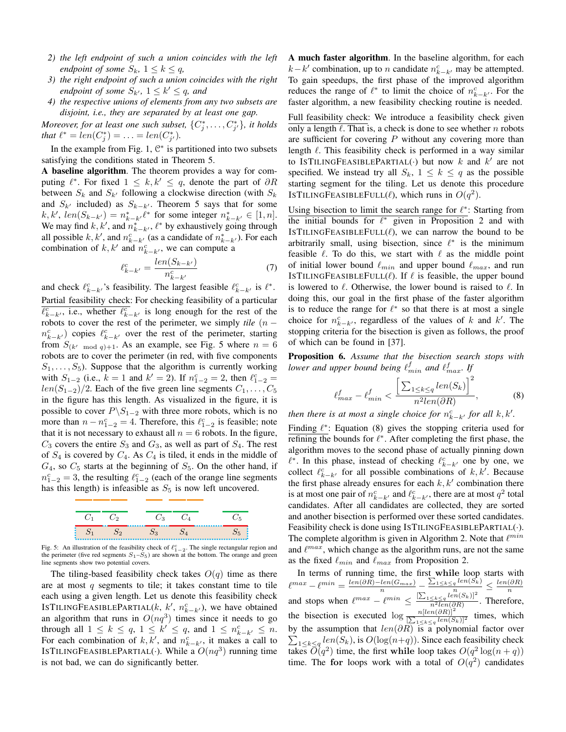2) *the left endpoint of such a union coincides with the left endpoint of some $S_k$, $1 \leq k \leq q$,*
3) *the right endpoint of such a union coincides with the right endpoint of some $S_{k'}$, $1 \leq k' \leq q$, and*
4) *the respective unions of elements from any two subsets are disjoint, i.e., they are separated by at least one gap.*

*Moreover, for at least one such subset, $\{C_j^*, \ldots, C_{j'}^*\}$, it holds that $\ell^* = len(C_j^*) = \ldots = len(C_{j'}^*)$.*

In the example from Fig. 1, $\mathcal{C}^*$ is partitioned into two subsets satisfying the conditions stated in Theorem 5.

**A baseline algorithm**. The theorem provides a way for computing $\ell^*$. For fixed $1 \leq k, k' \leq q$, denote the part of $\partial R$ between $S_k$ and $S_{k'}$ following a clockwise direction (with $S_k$ and $S_{k'}$ included) as $S_{k-k'}$. Theorem 5 says that for some $k, k'$, $len(S_{k-k'}) = n^*_{k-k'}\ell^*$ for some integer $n^*_{k-k'} \in [1, n]$. We may find $k, k'$, and $n^*_{k-k'}$, $\ell^*$ by exhaustively going through all possible $k, k'$, and $n^c_{k-k'}$ (as a candidate of $n^*_{k-k'}$). For each combination of $k, k'$ and $n^c_{k-k'}$, we can compute a

$$\ell^c_{k-k'} = \frac{len(S_{k-k'})}{n^c_{k-k'}} \tag{7}$$

and check $\ell^c_{k-k'}$'s feasibility. The largest feasible $\ell^c_{k-k'}$ is $\ell^*$.

Partial feasibility check: For checking feasibility of a particular $\ell^c_{k-k'}$, i.e., whether $\ell^c_{k-k'}$ is long enough for the rest of the robots to cover the rest of the perimeter, we simply *tile* $(n - n^c_{k-k'})$ copies $\ell^c_{k-k'}$ over the rest of the perimeter, starting from $S_{(k' \bmod q)+1}$. As an example, see Fig. 5 where $n = 6$ robots are to cover the perimeter (in red, with five components $S_1, \ldots, S_5$). Suppose that the algorithm is currently working with $S_{1-2}$ (i.e., $k = 1$ and $k' = 2$). If $n^c_{1-2} = 2$, then $\ell^c_{1-2} = len(S_{1-2})/2$. Each of the five green line segments $C_1, \ldots, C_5$ in the figure has this length. As visualized in the figure, it is possible to cover $P \backslash S_{1-2}$ with three more robots, which is no more than $n - n^c_{1-2} = 4$. Therefore, this $\ell^c_{1-2}$ is feasible; note that it is not necessary to exhaust all $n = 6$ robots. In the figure, $C_3$ covers the entire $S_3$ and $G_3$, as well as part of $S_4$. The rest of $S_4$ is covered by $C_4$. As $C_4$ is tiled, it ends in the middle of $G_4$, so $C_5$ starts at the beginning of $S_5$. On the other hand, if $n^c_{1-2} = 3$, the resulting $\ell^c_{1-2}$ (each of the orange line segments has this length) is infeasible as $S_5$ is now left uncovered.

Fig. 5: An illustration of the feasibility check of $\ell^c_{1-2}$. The single rectangular region and the perimeter (five red segments $S_1$–$S_5$) are shown at the bottom. The orange and green line segments show two potential covers.

The tiling-based feasibility check takes $O(q)$ time as there are at most $q$ segments to tile; it takes constant time to tile each using a given length. Let us denote this feasibility check IsTilingFeasiblePartial($k$, $k'$, $n^c_{k-k'}$), we have obtained an algorithm that runs in $O(nq^3)$ times since it needs to go through all $1 \leq k \leq q$, $1 \leq k' \leq q$, and $1 \leq n^c_{k-k'} \leq n$. For each combination of $k, k'$, and $n^c_{k-k'}$, it makes a call to IsTilingFeasiblePartial($\cdot$). While a $O(nq^3)$ running time is not bad, we can do significantly better.

**A much faster algorithm**. In the baseline algorithm, for each $k-k'$ combination, up to $n$ candidate $n^c_{k-k'}$ may be attempted. To gain speedups, the first phase of the improved algorithm reduces the range of $\ell^*$ to limit the choice of $n^c_{k-k'}$. For the faster algorithm, a new feasibility checking routine is needed.

Full feasibility check: We introduce a feasibility check given only a length $\ell$. That is, a check is done to see whether $n$ robots are sufficient for covering $P$ without any covering more than length $\ell$. This feasibility check is performed in a way similar to IsTilingFeasiblePartial($\cdot$) but now $k$ and $k'$ are not specified. We instead try all $S_k$, $1 \leq k \leq q$ as the possible starting segment for the tiling. Let us denote this procedure IsTilingFeasibleFull($\ell$), which runs in $O(q^2)$.

Using bisection to limit the search range for $\ell^*$: Starting from the initial bounds for $\ell^*$ given in Proposition 2 and with IsTilingFeasibleFull($\ell$), we can narrow the bound to be arbitrarily small, using bisection, since $\ell^*$ is the minimum feasible $\ell$. To do this, we start with $\ell$ as the middle point of initial lower bound $\ell_{min}$ and upper bound $\ell_{max}$, and run IsTilingFeasibleFull($\ell$). If $\ell$ is feasible, the upper bound is lowered to $\ell$. Otherwise, the lower bound is raised to $\ell$. In doing this, our goal in the first phase of the faster algorithm is to reduce the range for $\ell^*$ so that there is at most a single choice for $n^c_{k-k'}$, regardless of the values of $k$ and $k'$. The stopping criteria for the bisection is given as follows, the proof of which can be found in [37].

**Proposition 6.** *Assume that the bisection search stops with lower and upper bound being $\ell^f_{min}$ and $\ell^f_{max}$. If*

$$\ell^f_{max} - \ell^f_{min} < \frac{\left[\sum_{1 \leq k \leq q} len(S_k)\right]^2}{n^2 len(\partial R)}, \tag{8}$$

*then there is at most a single choice for $n^c_{k-k'}$ for all $k, k'$.*

Finding $\ell^*$: Equation (8) gives the stopping criteria used for refining the bounds for $\ell^*$. After completing the first phase, the algorithm moves to the second phase of actually pinning down $\ell^*$. In this phase, instead of checking $\ell^c_{k-k'}$ one by one, we collect $\ell^c_{k-k'}$ for all possible combinations of $k, k'$. Because the first phase already ensures for each $k, k'$ combination there is at most one pair of $n^c_{k-k'}$ and $\ell^c_{k-k'}$, there are at most $q^2$ total candidates. After all candidates are collected, they are sorted and another bisection is performed over these sorted candidates. Feasibility check is done using IsTilingFeasiblePartial($\cdot$). The complete algorithm is given in Algorithm 2. Note that $\ell^{min}$ and $\ell^{max}$, which change as the algorithm runs, are not the same as the fixed $\ell_{min}$ and $\ell_{max}$ from Proposition 2.

In terms of running time, the first **while** loop starts with $\ell^{max} - \ell^{min} = \frac{len(\partial R) - len(G_{max})}{n} - \frac{\sum_{1 \leq k \leq q} len(S_k)}{n} \leq \frac{len(\partial R)}{n}$ and stops when $\ell^{max} - \ell^{min} \leq \frac{[\sum_{1 \leq k \leq q} len(S_k)]^2}{n^2 len(\partial R)}$. Therefore, the bisection is executed $\log \frac{n[len(\partial R)]^2}{[\sum_{1 \leq k \leq q} len(S_k)]^2}$ times, which by the assumption that $len(\partial R)$ is a polynomial factor over $\sum_{1 \leq k \leq q} len(S_k)$, is $O(\log(n+q))$. Since each feasibility check takes $O(q^2)$ time, the first **while** loop takes $O(q^2 \log(n+q))$ time. The **for** loops work with a total of $O(q^2)$ candidates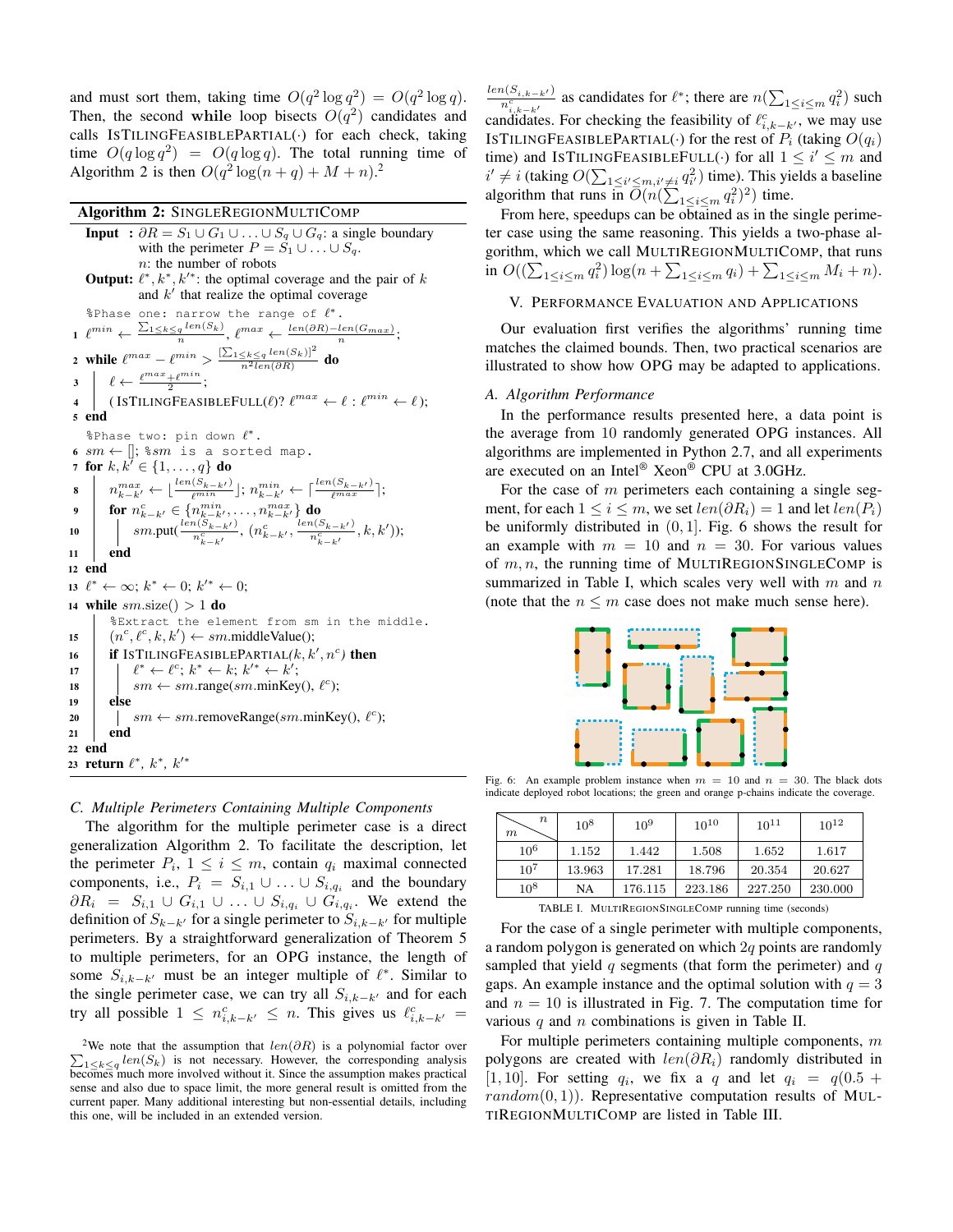and must sort them, taking time $O(q^2 \log q^2) = O(q^2 \log q)$. Then, the second **while** loop bisects $O(q^2)$ candidates and calls IsTilingFeasiblePartial$(\cdot)$ for each check, taking time $O(q \log q^2) = O(q \log q)$. The total running time of Algorithm 2 is then $O(q^2 \log(n+q) + M + n)$.[2]

---

**Algorithm 2:** SingleRegionMultiComp

**Input :** $\partial R = S_1 \cup G_1 \cup \ldots \cup S_q \cup G_q$: a single boundary with the perimeter $P = S_1 \cup \ldots \cup S_q$.
$n$: the number of robots

**Output:** $\ell^*, k^*, k'^*$: the optimal coverage and the pair of $k$ and $k'$ that realize the optimal coverage

```
    %Phase one: narrow the range of ℓ*.
1   ℓ^min ← Σ_{1≤k≤q} len(S_k) / n,  ℓ^max ← (len(∂R) − len(G_max)) / n;
2   while ℓ^max − ℓ^min > [Σ_{1≤k≤q} len(S_k)]^2 / (n^2 len(∂R)) do
3       ℓ ← (ℓ^max + ℓ^min) / 2;
4       (IsTilingFeasibleFull(ℓ))? ℓ^max ← ℓ : ℓ^min ← ℓ);
5   end
    %Phase two: pin down ℓ*.
6   sm ← []; %sm is a sorted map.
7   for k, k' ∈ {1, ..., q} do
8       n^max_{k−k'} ← ⌊len(S_{k−k'}) / ℓ^min⌋; n^min_{k−k'} ← ⌈len(S_{k−k'}) / ℓ^max⌉;
9       for n^c_{k−k'} ∈ {n^min_{k−k'}, ..., n^max_{k−k'}} do
10          sm.put(len(S_{k−k'}) / n^c_{k−k'}, (n^c_{k−k'}, len(S_{k−k'}) / n^c_{k−k'}, k, k'));
11      end
12  end
13  ℓ* ← ∞; k* ← 0; k'* ← 0;
14  while sm.size() > 1 do
        %Extract the element from sm in the middle.
15      (n^c, ℓ^c, k, k') ← sm.middleValue();
16      if IsTilingFeasiblePartial(k, k', n^c) then
17          ℓ* ← ℓ^c; k* ← k; k'* ← k';
18          sm ← sm.range(sm.minKey(), ℓ^c);
19      else
20          sm ← sm.removeRange(sm.minKey(), ℓ^c);
21      end
22  end
23  return ℓ*, k*, k'*
```

---

### C. Multiple Perimeters Containing Multiple Components

The algorithm for the multiple perimeter case is a direct generalization Algorithm 2. To facilitate the description, let the perimeter $P_i$, $1 \le i \le m$, contain $q_i$ maximal connected components, i.e., $P_i = S_{i,1} \cup \ldots \cup S_{i,q_i}$ and the boundary $\partial R_i = S_{i,1} \cup G_{i,1} \cup \ldots \cup S_{i,q_i} \cup G_{i,q_i}$. We extend the definition of $S_{k-k'}$ for a single perimeter to $S_{i,k-k'}$ for multiple perimeters. By a straightforward generalization of Theorem 5 to multiple perimeters, for an OPG instance, the length of some $S_{i,k-k'}$ must be an integer multiple of $\ell^*$. Similar to the single perimeter case, we can try all $S_{i,k-k'}$ and for each try all possible $1 \le n^c_{i,k-k'} \le n$. This gives us $\ell^c_{i,k-k'} = \frac{len(S_{i,k-k'})}{n^c_{i,k-k'}}$ as candidates for $\ell^*$; there are $n(\sum_{1\le i\le m} q_i^2)$ such candidates. For checking the feasibility of $\ell^c_{i,k-k'}$, we may use IsTilingFeasiblePartial$(\cdot)$ for the rest of $P_i$ (taking $O(q_i)$ time) and IsTilingFeasibleFull$(\cdot)$ for all $1 \le i' \le m$ and $i' \ne i$ (taking $O(\sum_{1\le i'\le m, i'\ne i} q_{i'}^2)$ time). This yields a baseline algorithm that runs in $O(n(\sum_{1\le i\le m} q_i^2)^2)$ time.

From here, speedups can be obtained as in the single perimeter case using the same reasoning. This yields a two-phase algorithm, which we call MultiRegionMultiComp, that runs in $O((\sum_{1\le i\le m} q_i^2)\log(n + \sum_{1\le i\le m} q_i) + \sum_{1\le i\le m} M_i + n)$.

## V. Performance Evaluation and Applications

Our evaluation first verifies the algorithms' running time matches the claimed bounds. Then, two practical scenarios are illustrated to show how OPG may be adapted to applications.

### A. Algorithm Performance

In the performance results presented here, a data point is the average from 10 randomly generated OPG instances. All algorithms are implemented in Python 2.7, and all experiments are executed on an Intel® Xeon® CPU at 3.0GHz.

For the case of $m$ perimeters each containing a single segment, for each $1 \le i \le m$, we set $len(\partial R_i) = 1$ and let $len(P_i)$ be uniformly distributed in $(0, 1]$. Fig. 6 shows the result for an example with $m = 10$ and $n = 30$. For various values of $m, n$, the running time of MultiRegionSingleComp is summarized in Table I, which scales very well with $m$ and $n$ (note that the $n \le m$ case does not make much sense here).

Fig. 6: An example problem instance when $m = 10$ and $n = 30$. The black dots indicate deployed robot locations; the green and orange p-chains indicate the coverage.

| $m$ \ $n$ | $10^8$ | $10^9$ | $10^{10}$ | $10^{11}$ | $10^{12}$ |
|---|---|---|---|---|---|
| $10^6$ | 1.152 | 1.442 | 1.508 | 1.652 | 1.617 |
| $10^7$ | 13.963 | 17.281 | 18.796 | 20.354 | 20.627 |
| $10^8$ | NA | 176.115 | 223.186 | 227.250 | 230.000 |

TABLE I. MultiRegionSingleComp running time (seconds)

For the case of a single perimeter with multiple components, a random polygon is generated on which $2q$ points are randomly sampled that yield $q$ segments (that form the perimeter) and $q$ gaps. An example instance and the optimal solution with $q = 3$ and $n = 10$ is illustrated in Fig. 7. The computation time for various $q$ and $n$ combinations is given in Table II.

For multiple perimeters containing multiple components, $m$ polygons are created with $len(\partial R_i)$ randomly distributed in $[1, 10]$. For setting $q_i$, we fix a $q$ and let $q_i = q(0.5 + random(0, 1))$. Representative computation results of MultiRegionMultiComp are listed in Table III.

[2] We note that the assumption that $len(\partial R)$ is a polynomial factor over $\sum_{1\le k\le q} len(S_k)$ is not necessary. However, the corresponding analysis becomes much more involved without it. Since the assumption makes practical sense and also due to space limit, the more general result is omitted from the current paper. Many additional interesting but non-essential details, including this one, will be included in an extended version.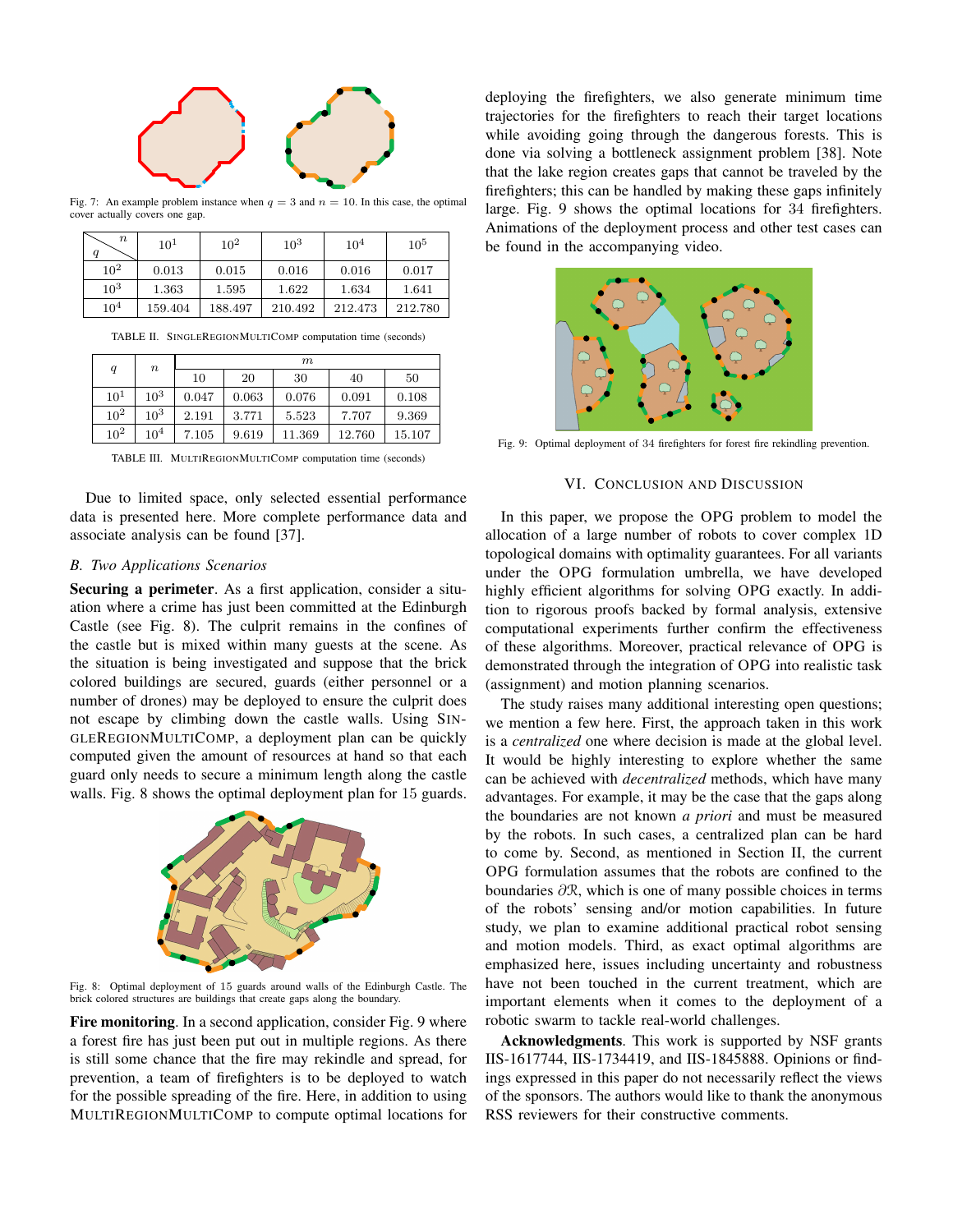Fig. 7: An example problem instance when $q = 3$ and $n = 10$. In this case, the optimal cover actually covers one gap.

| $q$ \ $n$ | $10^1$ | $10^2$ | $10^3$ | $10^4$ | $10^5$ |
|---|---|---|---|---|---|
| $10^2$ | 0.013 | 0.015 | 0.016 | 0.016 | 0.017 |
| $10^3$ | 1.363 | 1.595 | 1.622 | 1.634 | 1.641 |
| $10^4$ | 159.404 | 188.497 | 210.492 | 212.473 | 212.780 |

TABLE II. SINGLEREGIONMULTICOMP computation time (seconds)

| $q$ | $n$ | $m$ | | | | |
|---|---|---|---|---|---|---|
| | | 10 | 20 | 30 | 40 | 50 |
| $10^1$ | $10^3$ | 0.047 | 0.063 | 0.076 | 0.091 | 0.108 |
| $10^2$ | $10^3$ | 2.191 | 3.771 | 5.523 | 7.707 | 9.369 |
| $10^2$ | $10^4$ | 7.105 | 9.619 | 11.369 | 12.760 | 15.107 |

TABLE III. MULTIREGIONMULTICOMP computation time (seconds)

Due to limited space, only selected essential performance data is presented here. More complete performance data and associate analysis can be found [37].

### B. Two Applications Scenarios

**Securing a perimeter**. As a first application, consider a situation where a crime has just been committed at the Edinburgh Castle (see Fig. 8). The culprit remains in the confines of the castle but is mixed within many guests at the scene. As the situation is being investigated and suppose that the brick colored buildings are secured, guards (either personnel or a number of drones) may be deployed to ensure the culprit does not escape by climbing down the castle walls. Using SINGLEREGIONMULTICOMP, a deployment plan can be quickly computed given the amount of resources at hand so that each guard only needs to secure a minimum length along the castle walls. Fig. 8 shows the optimal deployment plan for 15 guards.

Fig. 8: Optimal deployment of 15 guards around walls of the Edinburgh Castle. The brick colored structures are buildings that create gaps along the boundary.

**Fire monitoring**. In a second application, consider Fig. 9 where a forest fire has just been put out in multiple regions. As there is still some chance that the fire may rekindle and spread, for prevention, a team of firefighters is to be deployed to watch for the possible spreading of the fire. Here, in addition to using MULTIREGIONMULTICOMP to compute optimal locations for deploying the firefighters, we also generate minimum time trajectories for the firefighters to reach their target locations while avoiding going through the dangerous forests. This is done via solving a bottleneck assignment problem [38]. Note that the lake region creates gaps that cannot be traveled by the firefighters; this can be handled by making these gaps infinitely large. Fig. 9 shows the optimal locations for 34 firefighters. Animations of the deployment process and other test cases can be found in the accompanying video.

Fig. 9: Optimal deployment of 34 firefighters for forest fire rekindling prevention.

## VI. CONCLUSION AND DISCUSSION

In this paper, we propose the OPG problem to model the allocation of a large number of robots to cover complex 1D topological domains with optimality guarantees. For all variants under the OPG formulation umbrella, we have developed highly efficient algorithms for solving OPG exactly. In addition to rigorous proofs backed by formal analysis, extensive computational experiments further confirm the effectiveness of these algorithms. Moreover, practical relevance of OPG is demonstrated through the integration of OPG into realistic task (assignment) and motion planning scenarios.

The study raises many additional interesting open questions; we mention a few here. First, the approach taken in this work is a *centralized* one where decision is made at the global level. It would be highly interesting to explore whether the same can be achieved with *decentralized* methods, which have many advantages. For example, it may be the case that the gaps along the boundaries are not known *a priori* and must be measured by the robots. In such cases, a centralized plan can be hard to come by. Second, as mentioned in Section II, the current OPG formulation assumes that the robots are confined to the boundaries $\partial\mathcal{R}$, which is one of many possible choices in terms of the robots' sensing and/or motion capabilities. In future study, we plan to examine additional practical robot sensing and motion models. Third, as exact optimal algorithms are emphasized here, issues including uncertainty and robustness have not been touched in the current treatment, which are important elements when it comes to the deployment of a robotic swarm to tackle real-world challenges.

**Acknowledgments**. This work is supported by NSF grants IIS-1617744, IIS-1734419, and IIS-1845888. Opinions or findings expressed in this paper do not necessarily reflect the views of the sponsors. The authors would like to thank the anonymous RSS reviewers for their constructive comments.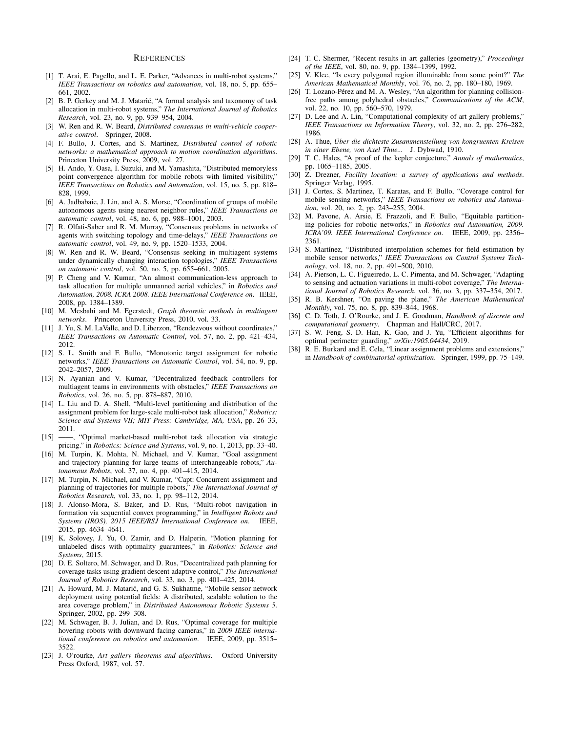## REFERENCES

[1] T. Arai, E. Pagello, and L. E. Parker, "Advances in multi-robot systems," *IEEE Transactions on robotics and automation*, vol. 18, no. 5, pp. 655–661, 2002.

[2] B. P. Gerkey and M. J. Matarić, "A formal analysis and taxonomy of task allocation in multi-robot systems," *The International Journal of Robotics Research*, vol. 23, no. 9, pp. 939–954, 2004.

[3] W. Ren and R. W. Beard, *Distributed consensus in multi-vehicle cooperative control*. Springer, 2008.

[4] F. Bullo, J. Cortes, and S. Martinez, *Distributed control of robotic networks: a mathematical approach to motion coordination algorithms*. Princeton University Press, 2009, vol. 27.

[5] H. Ando, Y. Oasa, I. Suzuki, and M. Yamashita, "Distributed memoryless point convergence algorithm for mobile robots with limited visibility," *IEEE Transactions on Robotics and Automation*, vol. 15, no. 5, pp. 818–828, 1999.

[6] A. Jadbabaie, J. Lin, and A. S. Morse, "Coordination of groups of mobile autonomous agents using nearest neighbor rules," *IEEE Transactions on automatic control*, vol. 48, no. 6, pp. 988–1001, 2003.

[7] R. Olfati-Saber and R. M. Murray, "Consensus problems in networks of agents with switching topology and time-delays," *IEEE Transactions on automatic control*, vol. 49, no. 9, pp. 1520–1533, 2004.

[8] W. Ren and R. W. Beard, "Consensus seeking in multiagent systems under dynamically changing interaction topologies," *IEEE Transactions on automatic control*, vol. 50, no. 5, pp. 655–661, 2005.

[9] P. Cheng and V. Kumar, "An almost communication-less approach to task allocation for multiple unmanned aerial vehicles," in *Robotics and Automation, 2008. ICRA 2008. IEEE International Conference on*. IEEE, 2008, pp. 1384–1389.

[10] M. Mesbahi and M. Egerstedt, *Graph theoretic methods in multiagent networks*. Princeton University Press, 2010, vol. 33.

[11] J. Yu, S. M. LaValle, and D. Liberzon, "Rendezvous without coordinates," *IEEE Transactions on Automatic Control*, vol. 57, no. 2, pp. 421–434, 2012.

[12] S. L. Smith and F. Bullo, "Monotonic target assignment for robotic networks," *IEEE Transactions on Automatic Control*, vol. 54, no. 9, pp. 2042–2057, 2009.

[13] N. Ayanian and V. Kumar, "Decentralized feedback controllers for multiagent teams in environments with obstacles," *IEEE Transactions on Robotics*, vol. 26, no. 5, pp. 878–887, 2010.

[14] L. Liu and D. A. Shell, "Multi-level partitioning and distribution of the assignment problem for large-scale multi-robot task allocation," *Robotics: Science and Systems VII; MIT Press: Cambridge, MA, USA*, pp. 26–33, 2011.

[15] ——, "Optimal market-based multi-robot task allocation via strategic pricing." in *Robotics: Science and Systems*, vol. 9, no. 1, 2013, pp. 33–40.

[16] M. Turpin, K. Mohta, N. Michael, and V. Kumar, "Goal assignment and trajectory planning for large teams of interchangeable robots," *Autonomous Robots*, vol. 37, no. 4, pp. 401–415, 2014.

[17] M. Turpin, N. Michael, and V. Kumar, "Capt: Concurrent assignment and planning of trajectories for multiple robots," *The International Journal of Robotics Research*, vol. 33, no. 1, pp. 98–112, 2014.

[18] J. Alonso-Mora, S. Baker, and D. Rus, "Multi-robot navigation in formation via sequential convex programming," in *Intelligent Robots and Systems (IROS), 2015 IEEE/RSJ International Conference on*. IEEE, 2015, pp. 4634–4641.

[19] K. Solovey, J. Yu, O. Zamir, and D. Halperin, "Motion planning for unlabeled discs with optimality guarantees," in *Robotics: Science and Systems*, 2015.

[20] D. E. Soltero, M. Schwager, and D. Rus, "Decentralized path planning for coverage tasks using gradient descent adaptive control," *The International Journal of Robotics Research*, vol. 33, no. 3, pp. 401–425, 2014.

[21] A. Howard, M. J. Matarić, and G. S. Sukhatme, "Mobile sensor network deployment using potential fields: A distributed, scalable solution to the area coverage problem," in *Distributed Autonomous Robotic Systems 5*. Springer, 2002, pp. 299–308.

[22] M. Schwager, B. J. Julian, and D. Rus, "Optimal coverage for multiple hovering robots with downward facing cameras," in *2009 IEEE international conference on robotics and automation*. IEEE, 2009, pp. 3515–3522.

[23] J. O'rourke, *Art gallery theorems and algorithms*. Oxford University Press Oxford, 1987, vol. 57.

[24] T. C. Shermer, "Recent results in art galleries (geometry)," *Proceedings of the IEEE*, vol. 80, no. 9, pp. 1384–1399, 1992.

[25] V. Klee, "Is every polygonal region illuminable from some point?" *The American Mathematical Monthly*, vol. 76, no. 2, pp. 180–180, 1969.

[26] T. Lozano-Pérez and M. A. Wesley, "An algorithm for planning collision-free paths among polyhedral obstacles," *Communications of the ACM*, vol. 22, no. 10, pp. 560–570, 1979.

[27] D. Lee and A. Lin, "Computational complexity of art gallery problems," *IEEE Transactions on Information Theory*, vol. 32, no. 2, pp. 276–282, 1986.

[28] A. Thue, *Über die dichteste Zusammenstellung von kongruenten Kreisen in einer Ebene, von Axel Thue...* J. Dybwad, 1910.

[29] T. C. Hales, "A proof of the kepler conjecture," *Annals of mathematics*, pp. 1065–1185, 2005.

[30] Z. Drezner, *Facility location: a survey of applications and methods*. Springer Verlag, 1995.

[31] J. Cortes, S. Martinez, T. Karatas, and F. Bullo, "Coverage control for mobile sensing networks," *IEEE Transactions on robotics and Automation*, vol. 20, no. 2, pp. 243–255, 2004.

[32] M. Pavone, A. Arsie, E. Frazzoli, and F. Bullo, "Equitable partitioning policies for robotic networks," in *Robotics and Automation, 2009. ICRA'09. IEEE International Conference on*. IEEE, 2009, pp. 2356–2361.

[33] S. Martínez, "Distributed interpolation schemes for field estimation by mobile sensor networks," *IEEE Transactions on Control Systems Technology*, vol. 18, no. 2, pp. 491–500, 2010.

[34] A. Pierson, L. C. Figueiredo, L. C. Pimenta, and M. Schwager, "Adapting to sensing and actuation variations in multi-robot coverage," *The International Journal of Robotics Research*, vol. 36, no. 3, pp. 337–354, 2017.

[35] R. B. Kershner, "On paving the plane," *The American Mathematical Monthly*, vol. 75, no. 8, pp. 839–844, 1968.

[36] C. D. Toth, J. O'Rourke, and J. E. Goodman, *Handbook of discrete and computational geometry*. Chapman and Hall/CRC, 2017.

[37] S. W. Feng, S. D. Han, K. Gao, and J. Yu, "Efficient algorithms for optimal perimeter guarding," *arXiv:1905.04434*, 2019.

[38] R. E. Burkard and E. Cela, "Linear assignment problems and extensions," in *Handbook of combinatorial optimization*. Springer, 1999, pp. 75–149.